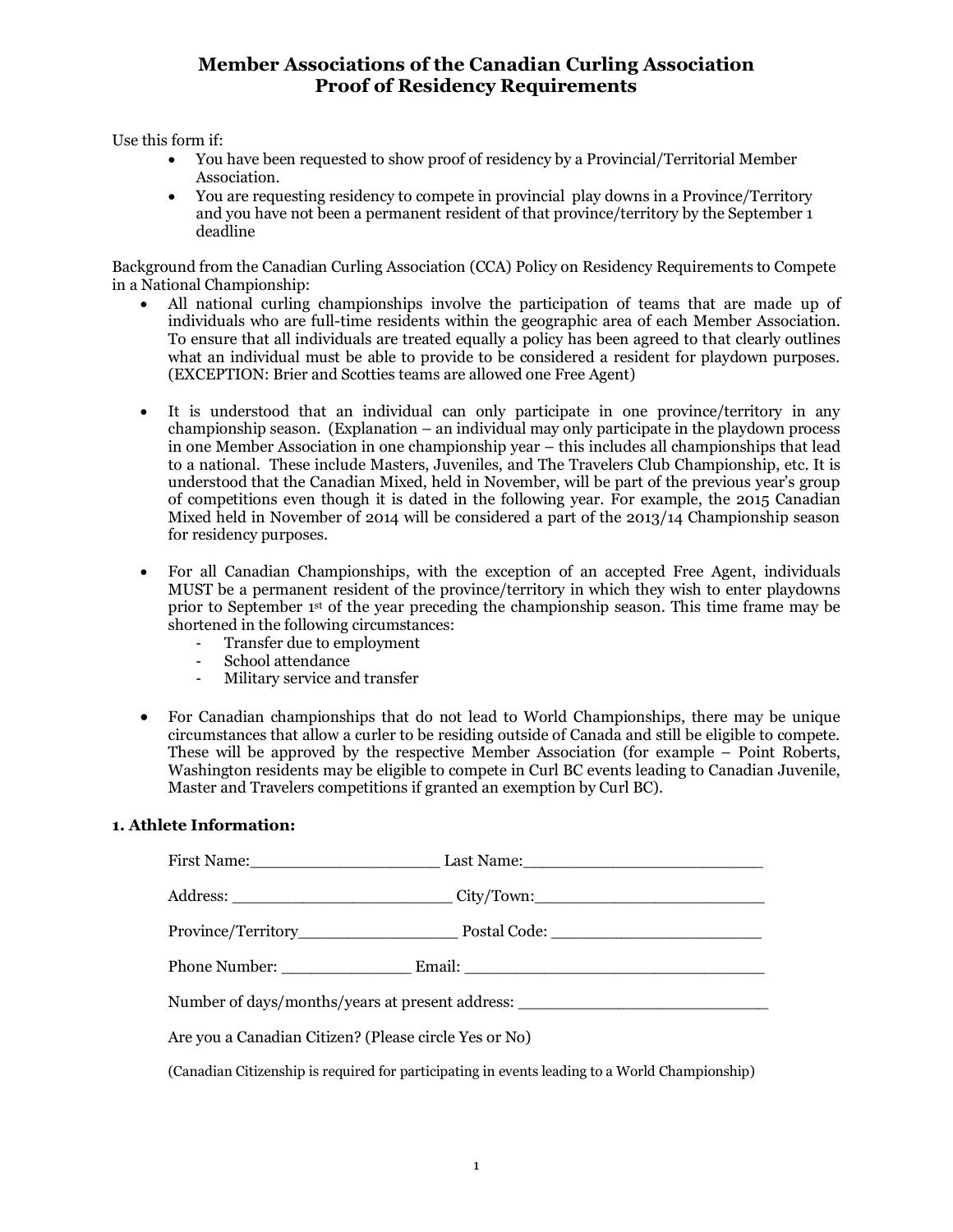# Member Associations of the Canadian Curling Association
# Proof of Residency Requirements

Use this form if:

- You have been requested to show proof of residency by a Provincial/Territorial Member Association.
- You are requesting residency to compete in provincial play downs in a Province/Territory and you have not been a permanent resident of that province/territory by the September 1 deadline

Background from the Canadian Curling Association (CCA) Policy on Residency Requirements to Compete in a National Championship:

- All national curling championships involve the participation of teams that are made up of individuals who are full-time residents within the geographic area of each Member Association. To ensure that all individuals are treated equally a policy has been agreed to that clearly outlines what an individual must be able to provide to be considered a resident for playdown purposes. (EXCEPTION: Brier and Scotties teams are allowed one Free Agent)

- It is understood that an individual can only participate in one province/territory in any championship season. (Explanation – an individual may only participate in the playdown process in one Member Association in one championship year – this includes all championships that lead to a national. These include Masters, Juveniles, and The Travelers Club Championship, etc. It is understood that the Canadian Mixed, held in November, will be part of the previous year's group of competitions even though it is dated in the following year. For example, the 2015 Canadian Mixed held in November of 2014 will be considered a part of the 2013/14 Championship season for residency purposes.

- For all Canadian Championships, with the exception of an accepted Free Agent, individuals MUST be a permanent resident of the province/territory in which they wish to enter playdowns prior to September 1st of the year preceding the championship season. This time frame may be shortened in the following circumstances:
  - Transfer due to employment
  - School attendance
  - Military service and transfer

- For Canadian championships that do not lead to World Championships, there may be unique circumstances that allow a curler to be residing outside of Canada and still be eligible to compete. These will be approved by the respective Member Association (for example – Point Roberts, Washington residents may be eligible to compete in Curl BC events leading to Canadian Juvenile, Master and Travelers competitions if granted an exemption by Curl BC).

### 1. Athlete Information:

First Name:\_\_\_\_\_\_\_\_\_\_\_\_\_\_\_\_\_\_\_\_ Last Name:\_\_\_\_\_\_\_\_\_\_\_\_\_\_\_\_\_\_\_\_\_\_\_\_\_

Address: \_\_\_\_\_\_\_\_\_\_\_\_\_\_\_\_\_\_\_\_\_\_\_\_ City/Town:\_\_\_\_\_\_\_\_\_\_\_\_\_\_\_\_\_\_\_\_\_\_\_\_

Province/Territory\_\_\_\_\_\_\_\_\_\_\_\_\_\_\_\_\_\_ Postal Code: \_\_\_\_\_\_\_\_\_\_\_\_\_\_\_\_\_\_\_\_\_\_

Phone Number: \_\_\_\_\_\_\_\_\_\_\_\_\_\_ Email: \_\_\_\_\_\_\_\_\_\_\_\_\_\_\_\_\_\_\_\_\_\_\_\_\_\_\_\_\_\_\_\_

Number of days/months/years at present address: \_\_\_\_\_\_\_\_\_\_\_\_\_\_\_\_\_\_\_\_\_\_\_\_\_\_

Are you a Canadian Citizen? (Please circle Yes or No)

(Canadian Citizenship is required for participating in events leading to a World Championship)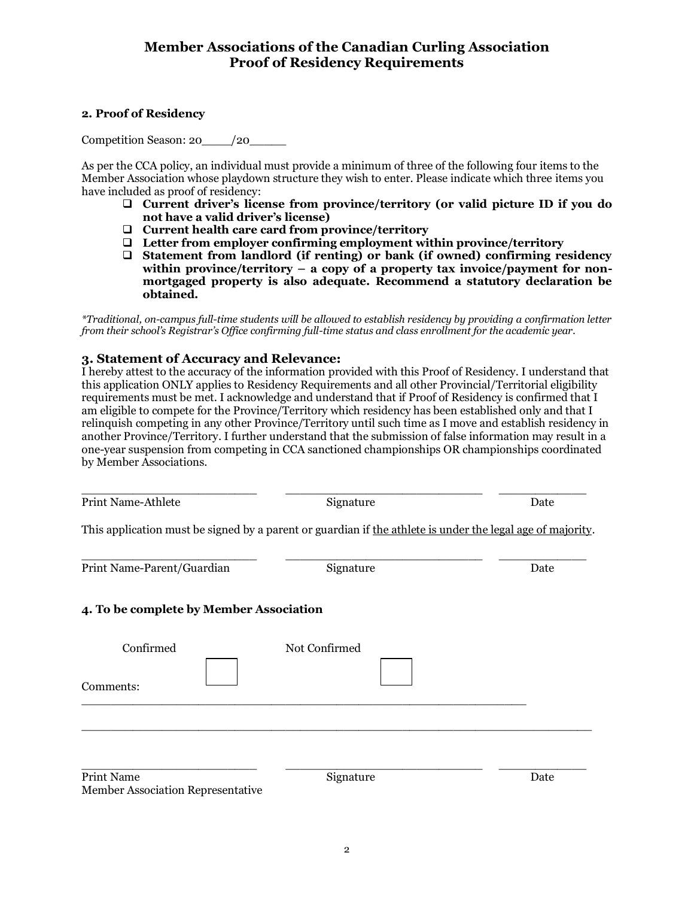## Member Associations of the Canadian Curling Association
## Proof of Residency Requirements

### 2. Proof of Residency

Competition Season: 20____/20_____

As per the CCA policy, an individual must provide a minimum of three of the following four items to the Member Association whose playdown structure they wish to enter. Please indicate which three items you have included as proof of residency:

- ❑ **Current driver's license from province/territory (or valid picture ID if you do not have a valid driver's license)**
- ❑ **Current health care card from province/territory**
- ❑ **Letter from employer confirming employment within province/territory**
- ❑ **Statement from landlord (if renting) or bank (if owned) confirming residency within province/territory – a copy of a property tax invoice/payment for non-mortgaged property is also adequate. Recommend a statutory declaration be obtained.**

*\*Traditional, on-campus full-time students will be allowed to establish residency by providing a confirmation letter from their school's Registrar's Office confirming full-time status and class enrollment for the academic year.*

### 3. Statement of Accuracy and Relevance:

I hereby attest to the accuracy of the information provided with this Proof of Residency. I understand that this application ONLY applies to Residency Requirements and all other Provincial/Territorial eligibility requirements must be met. I acknowledge and understand that if Proof of Residency is confirmed that I am eligible to compete for the Province/Territory which residency has been established only and that I relinquish competing in any other Province/Territory until such time as I move and establish residency in another Province/Territory. I further understand that the submission of false information may result in a one-year suspension from competing in CCA sanctioned championships OR championships coordinated by Member Associations.

___________________________ ______________________________ _____________
Print Name-Athlete Signature Date

This application must be signed by a parent or guardian if the athlete is under the legal age of majority.

___________________________ ______________________________ _____________
Print Name-Parent/Guardian Signature Date

### 4. To be complete by Member Association

Confirmed ☐ Not Confirmed ☐

Comments: ____________________________________________________________________

_____________________________________________________________________________

___________________________ ______________________________ _____________
Print Name Signature Date
Member Association Representative